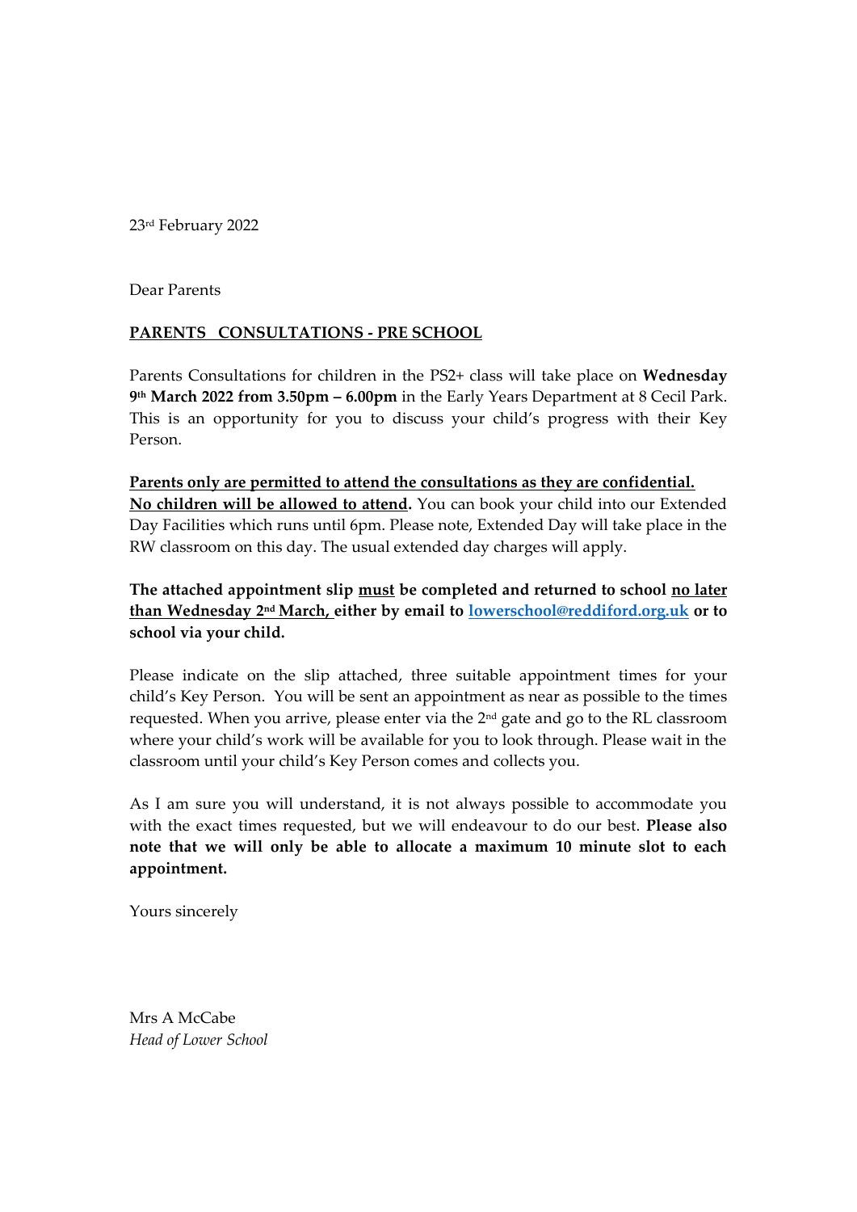23rd February 2022

Dear Parents

**PARENTS CONSULTATIONS - PRE SCHOOL**

Parents Consultations for children in the PS2+ class will take place on **Wednesday 9th March 2022 from 3.50pm – 6.00pm** in the Early Years Department at 8 Cecil Park. This is an opportunity for you to discuss your child's progress with their Key Person.

**Parents only are permitted to attend the consultations as they are confidential.**
**No children will be allowed to attend.** You can book your child into our Extended Day Facilities which runs until 6pm. Please note, Extended Day will take place in the RW classroom on this day. The usual extended day charges will apply.

**The attached appointment slip must be completed and returned to school no later than Wednesday 2nd March, either by email to [lowerschool@reddiford.org.uk](mailto:lowerschool@reddiford.org.uk) or to school via your child.**

Please indicate on the slip attached, three suitable appointment times for your child's Key Person. You will be sent an appointment as near as possible to the times requested. When you arrive, please enter via the 2nd gate and go to the RL classroom where your child's work will be available for you to look through. Please wait in the classroom until your child's Key Person comes and collects you.

As I am sure you will understand, it is not always possible to accommodate you with the exact times requested, but we will endeavour to do our best. **Please also note that we will only be able to allocate a maximum 10 minute slot to each appointment.**

Yours sincerely

Mrs A McCabe
*Head of Lower School*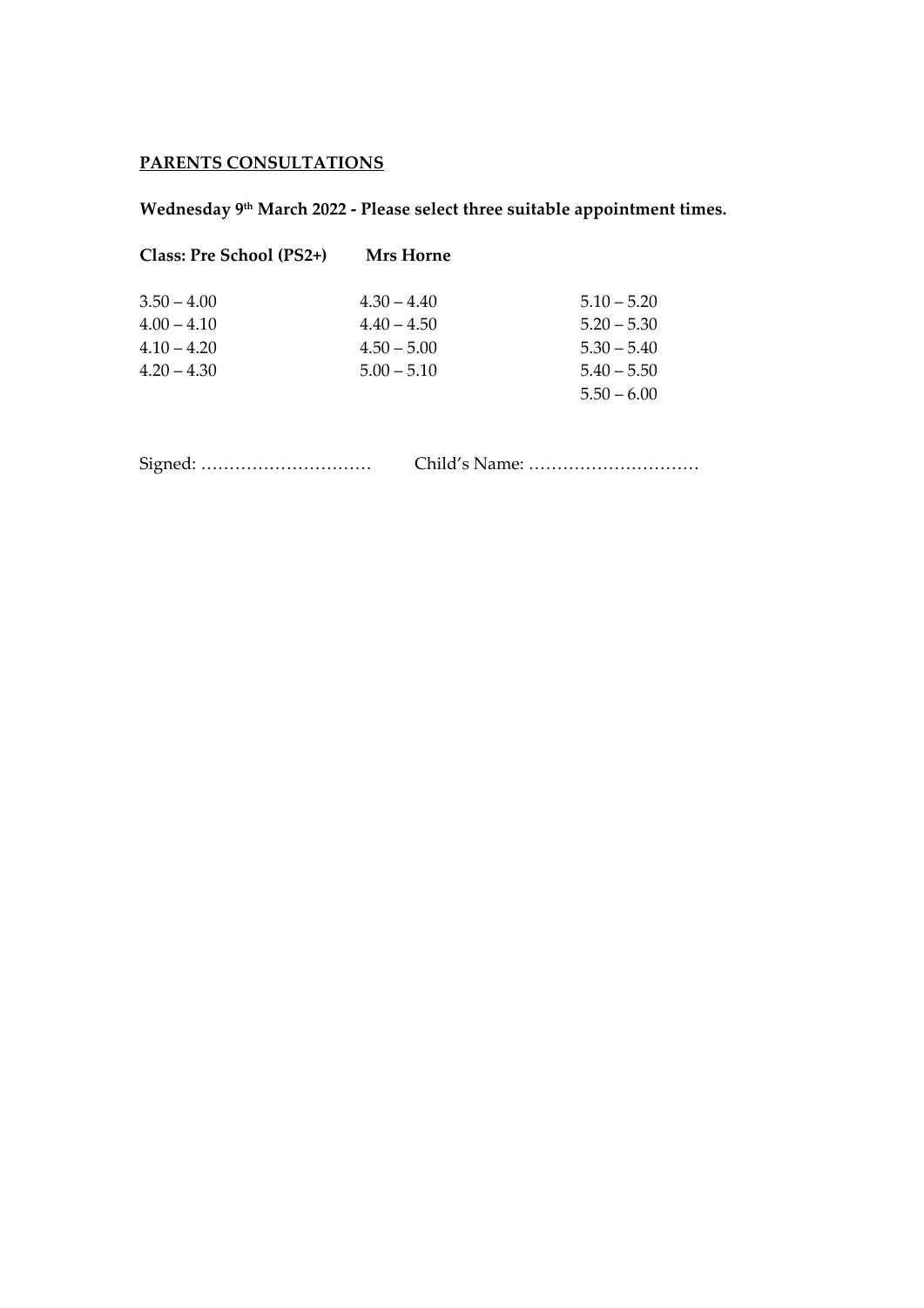**<u>PARENTS CONSULTATIONS</u>**

**Wednesday 9th March 2022 - Please select three suitable appointment times.**

**Class: Pre School (PS2+)  Mrs Horne**

| | | |
|---|---|---|
| 3.50 – 4.00 | 4.30 – 4.40 | 5.10 – 5.20 |
| 4.00 – 4.10 | 4.40 – 4.50 | 5.20 – 5.30 |
| 4.10 – 4.20 | 4.50 – 5.00 | 5.30 – 5.40 |
| 4.20 – 4.30 | 5.00 – 5.10 | 5.40 – 5.50 |
| | | 5.50 – 6.00 |

Signed: …………………………  Child's Name: …………………………